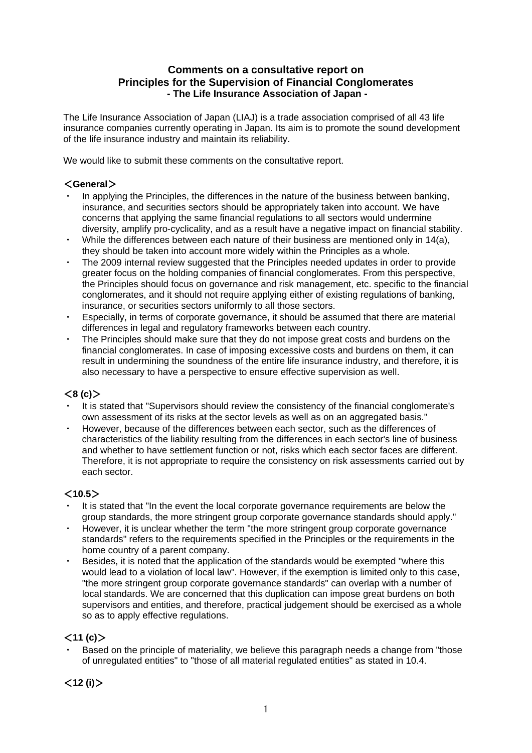# Comments on a consultative report on Principles for the Supervision of Financial Conglomerates
### - The Life Insurance Association of Japan -

The Life Insurance Association of Japan (LIAJ) is a trade association comprised of all 43 life insurance companies currently operating in Japan. Its aim is to promote the sound development of the life insurance industry and maintain its reliability.

We would like to submit these comments on the consultative report.

## ＜General＞

- In applying the Principles, the differences in the nature of the business between banking, insurance, and securities sectors should be appropriately taken into account. We have concerns that applying the same financial regulations to all sectors would undermine diversity, amplify pro-cyclicality, and as a result have a negative impact on financial stability.
- While the differences between each nature of their business are mentioned only in 14(a), they should be taken into account more widely within the Principles as a whole.
- The 2009 internal review suggested that the Principles needed updates in order to provide greater focus on the holding companies of financial conglomerates. From this perspective, the Principles should focus on governance and risk management, etc. specific to the financial conglomerates, and it should not require applying either of existing regulations of banking, insurance, or securities sectors uniformly to all those sectors.
- Especially, in terms of corporate governance, it should be assumed that there are material differences in legal and regulatory frameworks between each country.
- The Principles should make sure that they do not impose great costs and burdens on the financial conglomerates. In case of imposing excessive costs and burdens on them, it can result in undermining the soundness of the entire life insurance industry, and therefore, it is also necessary to have a perspective to ensure effective supervision as well.

## ＜8 (c)＞

- It is stated that "Supervisors should review the consistency of the financial conglomerate's own assessment of its risks at the sector levels as well as on an aggregated basis."
- However, because of the differences between each sector, such as the differences of characteristics of the liability resulting from the differences in each sector's line of business and whether to have settlement function or not, risks which each sector faces are different. Therefore, it is not appropriate to require the consistency on risk assessments carried out by each sector.

## ＜10.5＞

- It is stated that "In the event the local corporate governance requirements are below the group standards, the more stringent group corporate governance standards should apply."
- However, it is unclear whether the term "the more stringent group corporate governance standards" refers to the requirements specified in the Principles or the requirements in the home country of a parent company.
- Besides, it is noted that the application of the standards would be exempted "where this would lead to a violation of local law". However, if the exemption is limited only to this case, "the more stringent group corporate governance standards" can overlap with a number of local standards. We are concerned that this duplication can impose great burdens on both supervisors and entities, and therefore, practical judgement should be exercised as a whole so as to apply effective regulations.

## ＜11 (c)＞

- Based on the principle of materiality, we believe this paragraph needs a change from "those of unregulated entities" to "those of all material regulated entities" as stated in 10.4.

## ＜12 (i)＞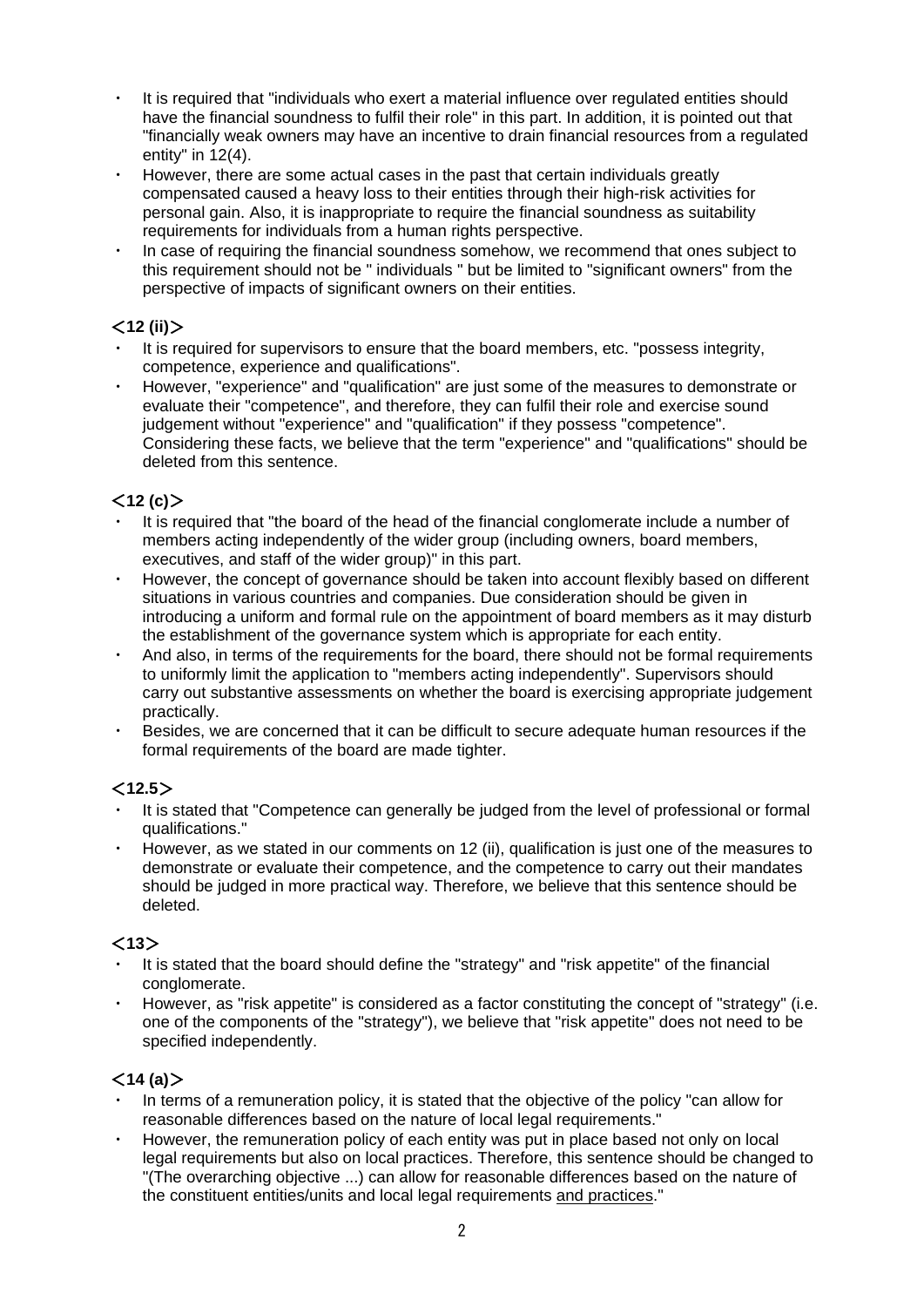- It is required that "individuals who exert a material influence over regulated entities should have the financial soundness to fulfil their role" in this part. In addition, it is pointed out that "financially weak owners may have an incentive to drain financial resources from a regulated entity" in 12(4).
- However, there are some actual cases in the past that certain individuals greatly compensated caused a heavy loss to their entities through their high-risk activities for personal gain. Also, it is inappropriate to require the financial soundness as suitability requirements for individuals from a human rights perspective.
- In case of requiring the financial soundness somehow, we recommend that ones subject to this requirement should not be " individuals " but be limited to "significant owners" from the perspective of impacts of significant owners on their entities.

### ＜12 (ii)＞

- It is required for supervisors to ensure that the board members, etc. "possess integrity, competence, experience and qualifications".
- However, "experience" and "qualification" are just some of the measures to demonstrate or evaluate their "competence", and therefore, they can fulfil their role and exercise sound judgement without "experience" and "qualification" if they possess "competence". Considering these facts, we believe that the term "experience" and "qualifications" should be deleted from this sentence.

### ＜12 (c)＞

- It is required that "the board of the head of the financial conglomerate include a number of members acting independently of the wider group (including owners, board members, executives, and staff of the wider group)" in this part.
- However, the concept of governance should be taken into account flexibly based on different situations in various countries and companies. Due consideration should be given in introducing a uniform and formal rule on the appointment of board members as it may disturb the establishment of the governance system which is appropriate for each entity.
- And also, in terms of the requirements for the board, there should not be formal requirements to uniformly limit the application to "members acting independently". Supervisors should carry out substantive assessments on whether the board is exercising appropriate judgement practically.
- Besides, we are concerned that it can be difficult to secure adequate human resources if the formal requirements of the board are made tighter.

### ＜12.5＞

- It is stated that "Competence can generally be judged from the level of professional or formal qualifications."
- However, as we stated in our comments on 12 (ii), qualification is just one of the measures to demonstrate or evaluate their competence, and the competence to carry out their mandates should be judged in more practical way. Therefore, we believe that this sentence should be deleted.

### ＜13＞

- It is stated that the board should define the "strategy" and "risk appetite" of the financial conglomerate.
- However, as "risk appetite" is considered as a factor constituting the concept of "strategy" (i.e. one of the components of the "strategy"), we believe that "risk appetite" does not need to be specified independently.

### ＜14 (a)＞

- In terms of a remuneration policy, it is stated that the objective of the policy "can allow for reasonable differences based on the nature of local legal requirements."
- However, the remuneration policy of each entity was put in place based not only on local legal requirements but also on local practices. Therefore, this sentence should be changed to "(The overarching objective ...) can allow for reasonable differences based on the nature of the constituent entities/units and local legal requirements <u>and practices</u>."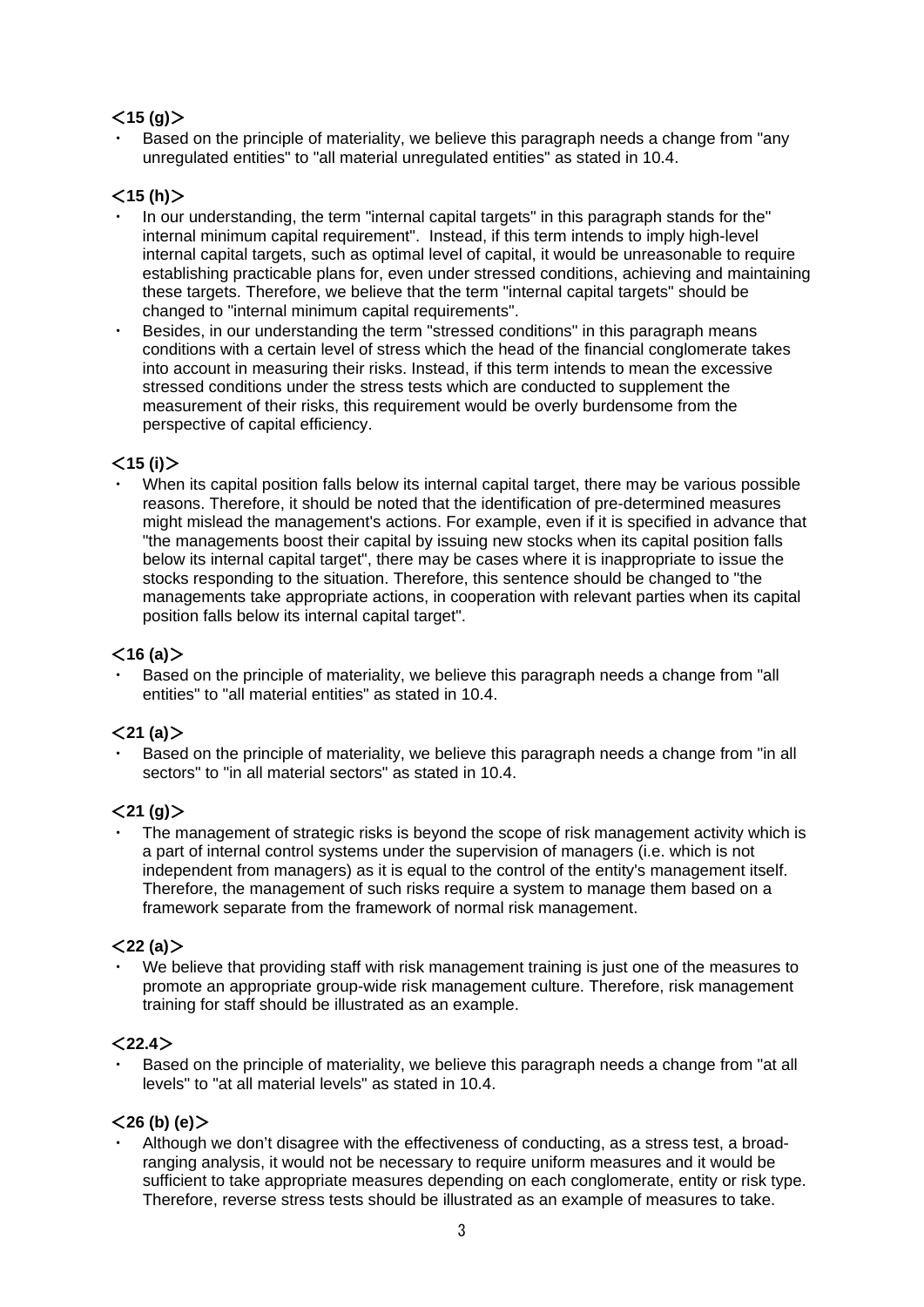**＜15 (g)＞**

- Based on the principle of materiality, we believe this paragraph needs a change from "any unregulated entities" to "all material unregulated entities" as stated in 10.4.

**＜15 (h)＞**

- In our understanding, the term "internal capital targets" in this paragraph stands for the" internal minimum capital requirement". Instead, if this term intends to imply high-level internal capital targets, such as optimal level of capital, it would be unreasonable to require establishing practicable plans for, even under stressed conditions, achieving and maintaining these targets. Therefore, we believe that the term "internal capital targets" should be changed to "internal minimum capital requirements".
- Besides, in our understanding the term "stressed conditions" in this paragraph means conditions with a certain level of stress which the head of the financial conglomerate takes into account in measuring their risks. Instead, if this term intends to mean the excessive stressed conditions under the stress tests which are conducted to supplement the measurement of their risks, this requirement would be overly burdensome from the perspective of capital efficiency.

**＜15 (i)＞**

- When its capital position falls below its internal capital target, there may be various possible reasons. Therefore, it should be noted that the identification of pre-determined measures might mislead the management's actions. For example, even if it is specified in advance that "the managements boost their capital by issuing new stocks when its capital position falls below its internal capital target", there may be cases where it is inappropriate to issue the stocks responding to the situation. Therefore, this sentence should be changed to "the managements take appropriate actions, in cooperation with relevant parties when its capital position falls below its internal capital target".

**＜16 (a)＞**

- Based on the principle of materiality, we believe this paragraph needs a change from "all entities" to "all material entities" as stated in 10.4.

**＜21 (a)＞**

- Based on the principle of materiality, we believe this paragraph needs a change from "in all sectors" to "in all material sectors" as stated in 10.4.

**＜21 (g)＞**

- The management of strategic risks is beyond the scope of risk management activity which is a part of internal control systems under the supervision of managers (i.e. which is not independent from managers) as it is equal to the control of the entity's management itself. Therefore, the management of such risks require a system to manage them based on a framework separate from the framework of normal risk management.

**＜22 (a)＞**

- We believe that providing staff with risk management training is just one of the measures to promote an appropriate group-wide risk management culture. Therefore, risk management training for staff should be illustrated as an example.

**＜22.4＞**

- Based on the principle of materiality, we believe this paragraph needs a change from "at all levels" to "at all material levels" as stated in 10.4.

**＜26 (b) (e)＞**

- Although we don't disagree with the effectiveness of conducting, as a stress test, a broad-ranging analysis, it would not be necessary to require uniform measures and it would be sufficient to take appropriate measures depending on each conglomerate, entity or risk type. Therefore, reverse stress tests should be illustrated as an example of measures to take.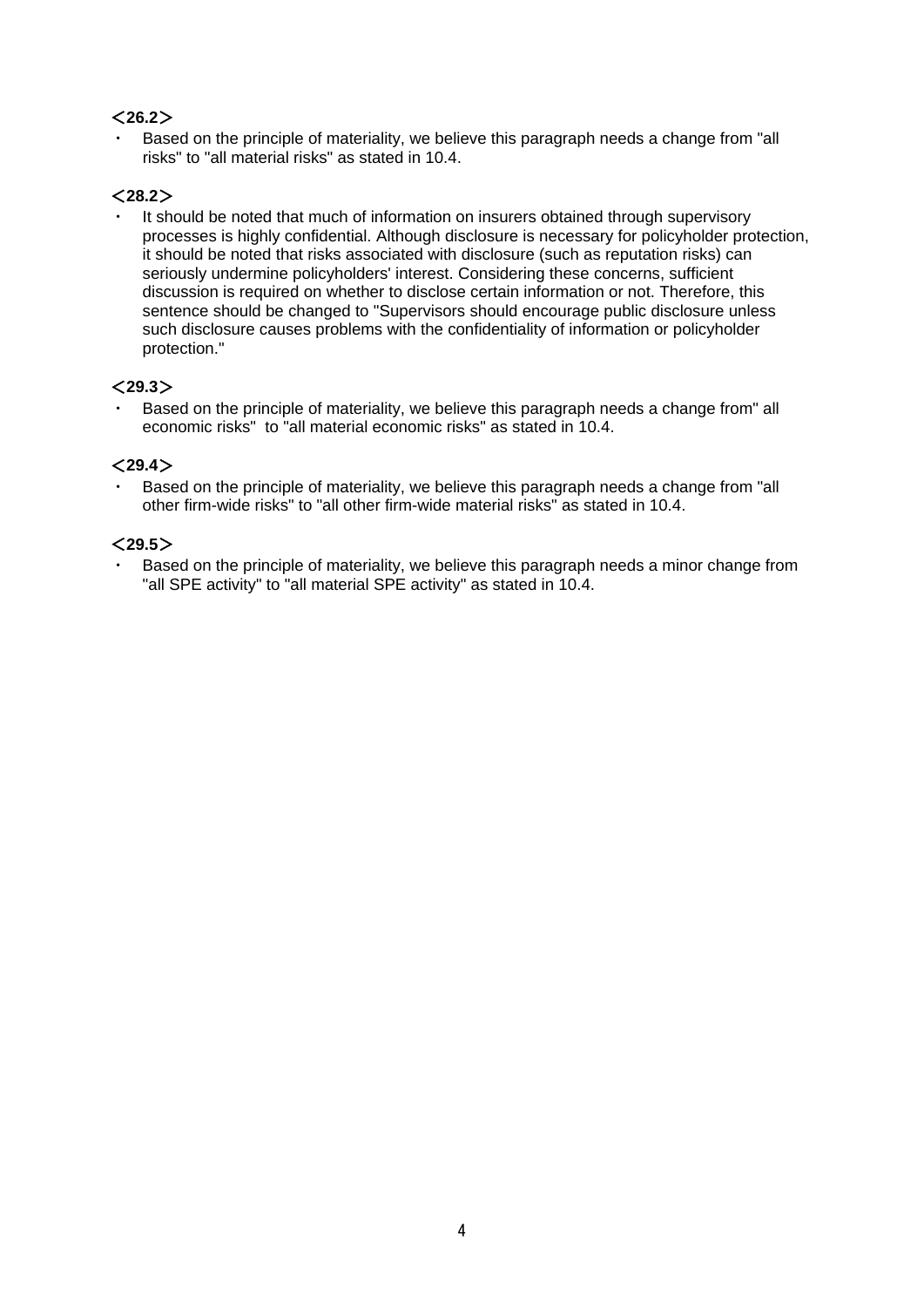**＜26.2＞**

・ Based on the principle of materiality, we believe this paragraph needs a change from "all risks" to "all material risks" as stated in 10.4.

**＜28.2＞**

・ It should be noted that much of information on insurers obtained through supervisory processes is highly confidential. Although disclosure is necessary for policyholder protection, it should be noted that risks associated with disclosure (such as reputation risks) can seriously undermine policyholders' interest. Considering these concerns, sufficient discussion is required on whether to disclose certain information or not. Therefore, this sentence should be changed to "Supervisors should encourage public disclosure unless such disclosure causes problems with the confidentiality of information or policyholder protection."

**＜29.3＞**

・ Based on the principle of materiality, we believe this paragraph needs a change from" all economic risks" to "all material economic risks" as stated in 10.4.

**＜29.4＞**

・ Based on the principle of materiality, we believe this paragraph needs a change from "all other firm-wide risks" to "all other firm-wide material risks" as stated in 10.4.

**＜29.5＞**

・ Based on the principle of materiality, we believe this paragraph needs a minor change from "all SPE activity" to "all material SPE activity" as stated in 10.4.